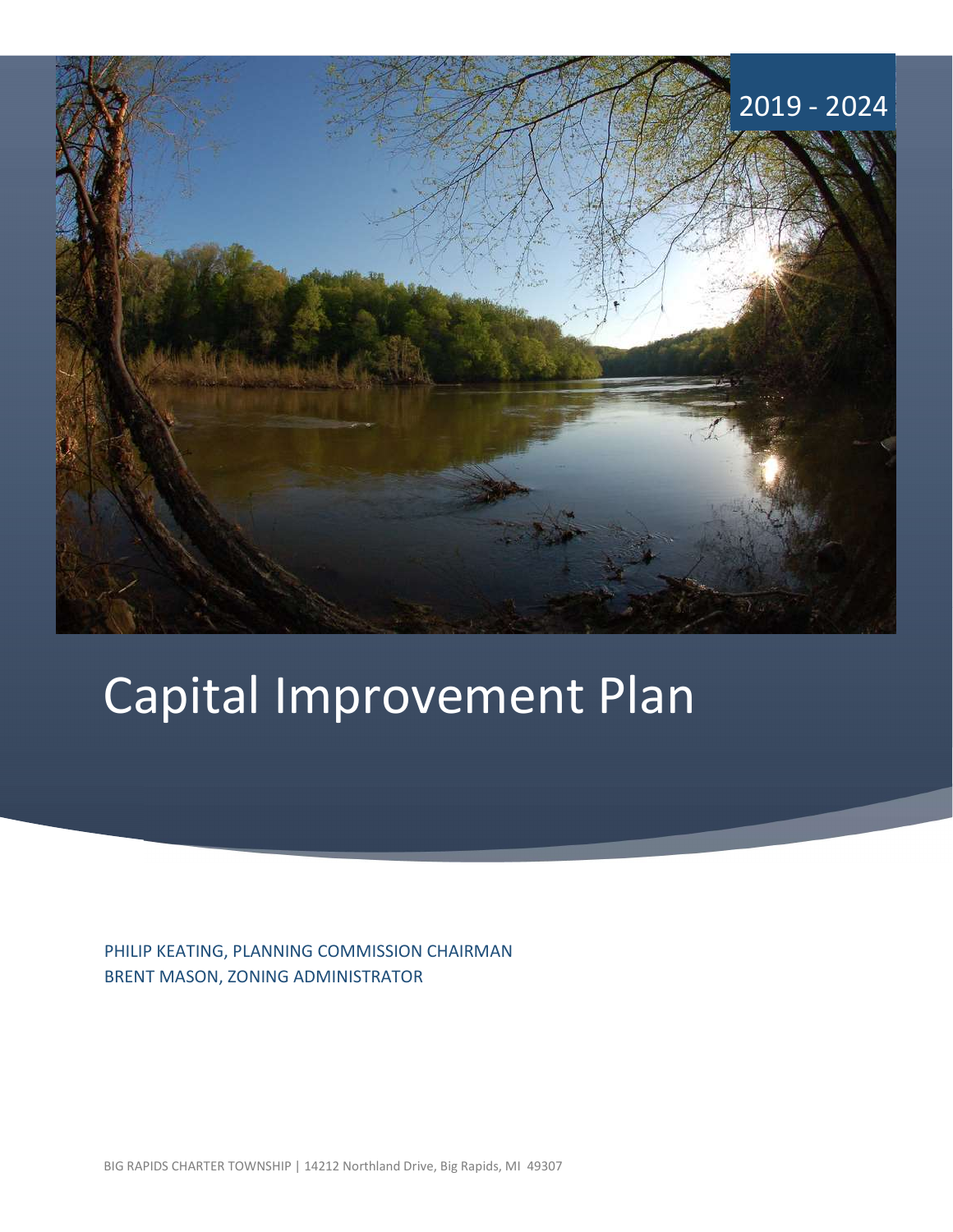2019 - 2024

# Capital Improvement Plan

PHILIP KEATING, PLANNING COMMISSION CHAIRMAN
BRENT MASON, ZONING ADMINISTRATOR

BIG RAPIDS CHARTER TOWNSHIP | 14212 Northland Drive, Big Rapids, MI 49307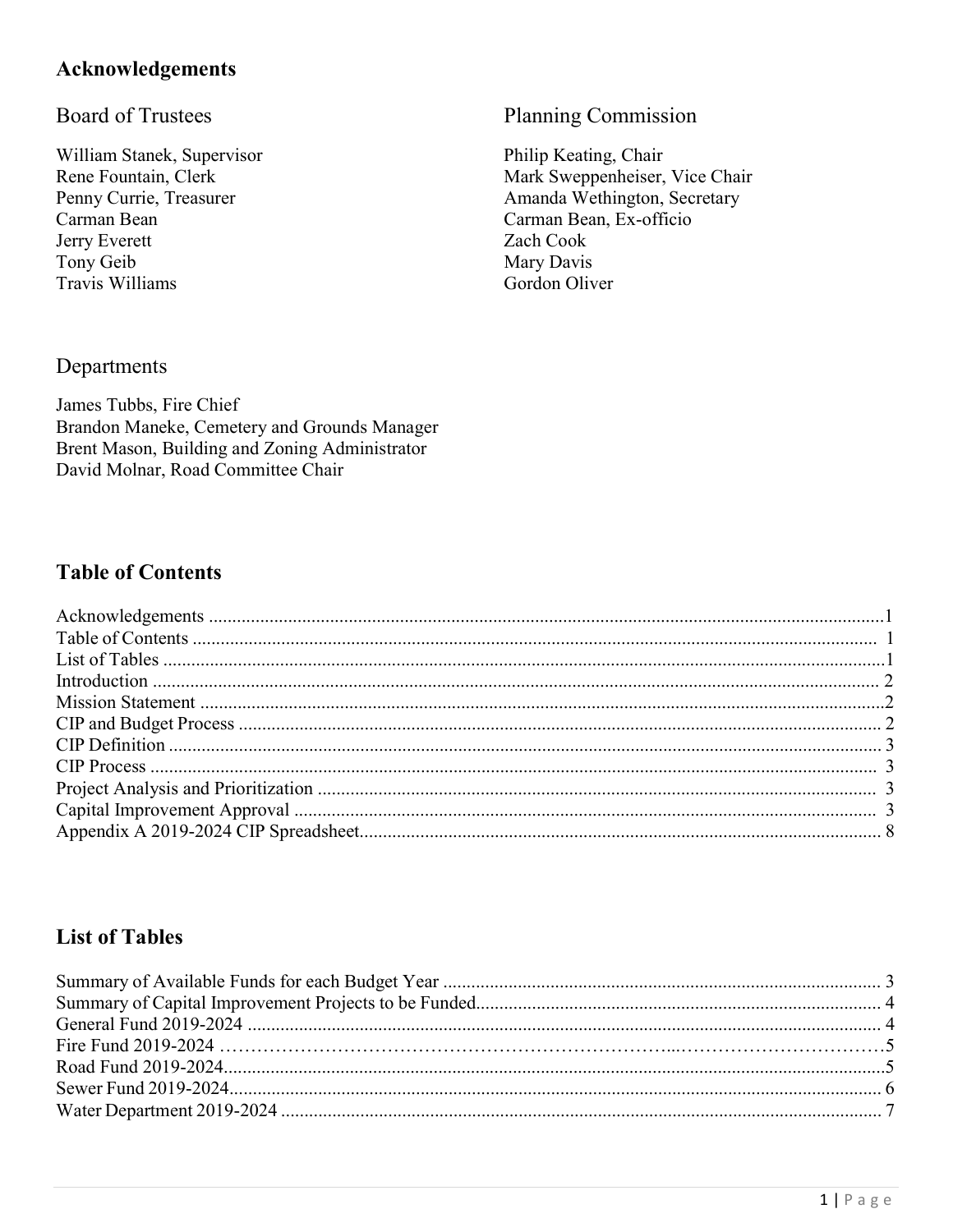## Acknowledgements

### Board of Trustees

William Stanek, Supervisor
Rene Fountain, Clerk
Penny Currie, Treasurer
Carman Bean
Jerry Everett
Tony Geib
Travis Williams

### Planning Commission

Philip Keating, Chair
Mark Sweppenheiser, Vice Chair
Amanda Wethington, Secretary
Carman Bean, Ex-officio
Zach Cook
Mary Davis
Gordon Oliver

### Departments

James Tubbs, Fire Chief
Brandon Maneke, Cemetery and Grounds Manager
Brent Mason, Building and Zoning Administrator
David Molnar, Road Committee Chair

## Table of Contents

Acknowledgements ........................................................................ 1
Table of Contents ........................................................................ 1
List of Tables ........................................................................ 1
Introduction ........................................................................ 2
Mission Statement ........................................................................ 2
CIP and Budget Process ........................................................................ 2
CIP Definition ........................................................................ 3
CIP Process ........................................................................ 3
Project Analysis and Prioritization ........................................................................ 3
Capital Improvement Approval ........................................................................ 3
Appendix A 2019-2024 CIP Spreadsheet........................................................................ 8

## List of Tables

Summary of Available Funds for each Budget Year ........................................................................ 3
Summary of Capital Improvement Projects to be Funded........................................................................ 4
General Fund 2019-2024 ........................................................................ 4
Fire Fund 2019-2024 ........................................................................ 5
Road Fund 2019-2024........................................................................ 5
Sewer Fund 2019-2024........................................................................ 6
Water Department 2019-2024 ........................................................................ 7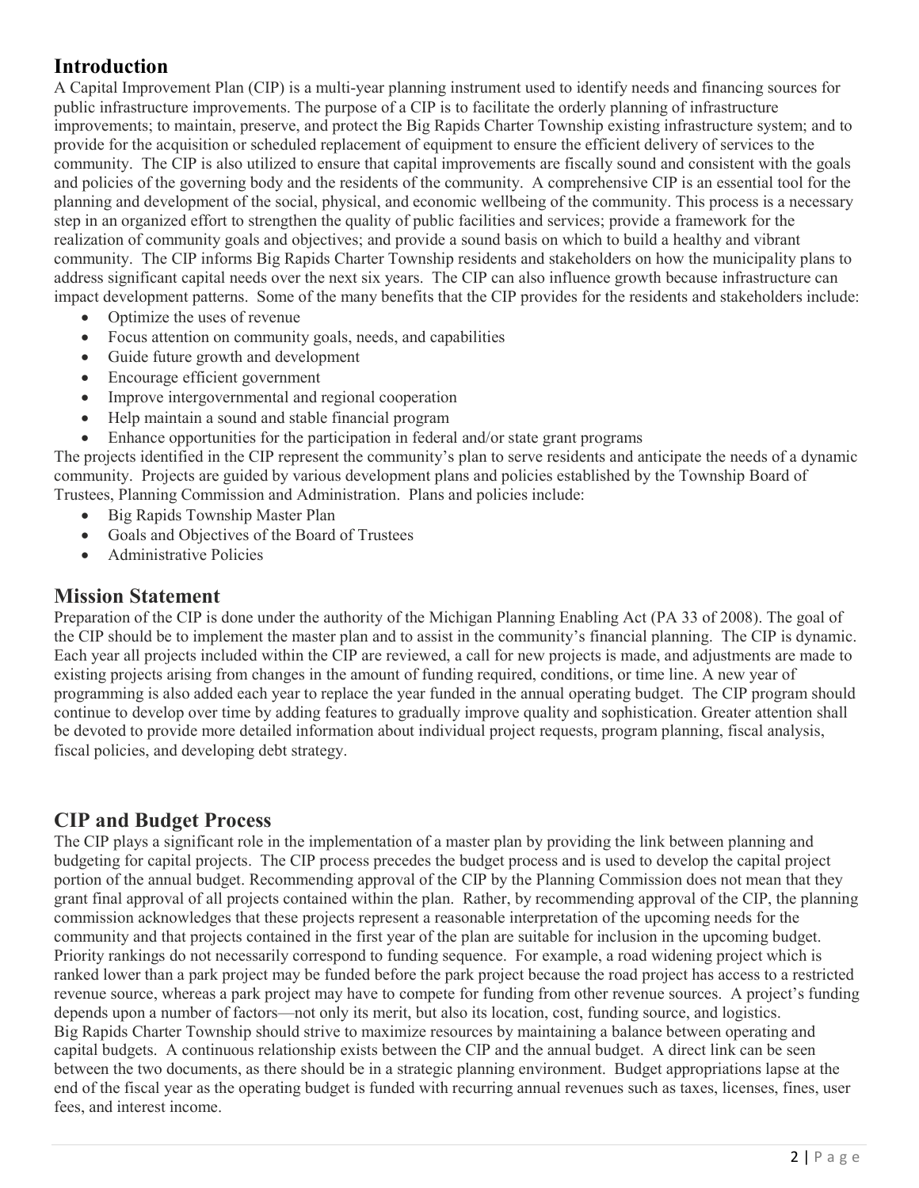## Introduction

A Capital Improvement Plan (CIP) is a multi-year planning instrument used to identify needs and financing sources for public infrastructure improvements. The purpose of a CIP is to facilitate the orderly planning of infrastructure improvements; to maintain, preserve, and protect the Big Rapids Charter Township existing infrastructure system; and to provide for the acquisition or scheduled replacement of equipment to ensure the efficient delivery of services to the community. The CIP is also utilized to ensure that capital improvements are fiscally sound and consistent with the goals and policies of the governing body and the residents of the community. A comprehensive CIP is an essential tool for the planning and development of the social, physical, and economic wellbeing of the community. This process is a necessary step in an organized effort to strengthen the quality of public facilities and services; provide a framework for the realization of community goals and objectives; and provide a sound basis on which to build a healthy and vibrant community. The CIP informs Big Rapids Charter Township residents and stakeholders on how the municipality plans to address significant capital needs over the next six years. The CIP can also influence growth because infrastructure can impact development patterns. Some of the many benefits that the CIP provides for the residents and stakeholders include:

- Optimize the uses of revenue
- Focus attention on community goals, needs, and capabilities
- Guide future growth and development
- Encourage efficient government
- Improve intergovernmental and regional cooperation
- Help maintain a sound and stable financial program
- Enhance opportunities for the participation in federal and/or state grant programs

The projects identified in the CIP represent the community's plan to serve residents and anticipate the needs of a dynamic community. Projects are guided by various development plans and policies established by the Township Board of Trustees, Planning Commission and Administration. Plans and policies include:

- Big Rapids Township Master Plan
- Goals and Objectives of the Board of Trustees
- Administrative Policies

## Mission Statement

Preparation of the CIP is done under the authority of the Michigan Planning Enabling Act (PA 33 of 2008). The goal of the CIP should be to implement the master plan and to assist in the community's financial planning. The CIP is dynamic. Each year all projects included within the CIP are reviewed, a call for new projects is made, and adjustments are made to existing projects arising from changes in the amount of funding required, conditions, or time line. A new year of programming is also added each year to replace the year funded in the annual operating budget. The CIP program should continue to develop over time by adding features to gradually improve quality and sophistication. Greater attention shall be devoted to provide more detailed information about individual project requests, program planning, fiscal analysis, fiscal policies, and developing debt strategy.

## CIP and Budget Process

The CIP plays a significant role in the implementation of a master plan by providing the link between planning and budgeting for capital projects. The CIP process precedes the budget process and is used to develop the capital project portion of the annual budget. Recommending approval of the CIP by the Planning Commission does not mean that they grant final approval of all projects contained within the plan. Rather, by recommending approval of the CIP, the planning commission acknowledges that these projects represent a reasonable interpretation of the upcoming needs for the community and that projects contained in the first year of the plan are suitable for inclusion in the upcoming budget. Priority rankings do not necessarily correspond to funding sequence. For example, a road widening project which is ranked lower than a park project may be funded before the park project because the road project has access to a restricted revenue source, whereas a park project may have to compete for funding from other revenue sources. A project's funding depends upon a number of factors—not only its merit, but also its location, cost, funding source, and logistics.

Big Rapids Charter Township should strive to maximize resources by maintaining a balance between operating and capital budgets. A continuous relationship exists between the CIP and the annual budget. A direct link can be seen between the two documents, as there should be in a strategic planning environment. Budget appropriations lapse at the end of the fiscal year as the operating budget is funded with recurring annual revenues such as taxes, licenses, fines, user fees, and interest income.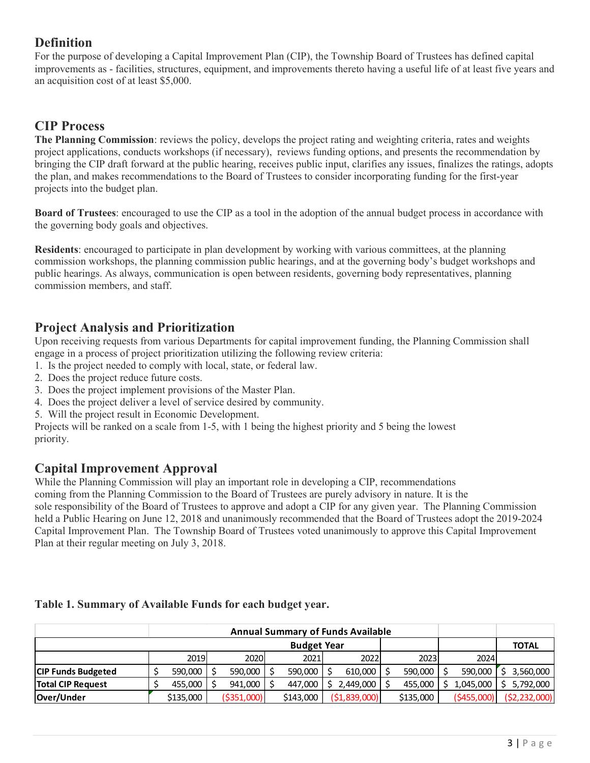## Definition

For the purpose of developing a Capital Improvement Plan (CIP), the Township Board of Trustees has defined capital improvements as - facilities, structures, equipment, and improvements thereto having a useful life of at least five years and an acquisition cost of at least $5,000.

## CIP Process

**The Planning Commission**: reviews the policy, develops the project rating and weighting criteria, rates and weights project applications, conducts workshops (if necessary), reviews funding options, and presents the recommendation by bringing the CIP draft forward at the public hearing, receives public input, clarifies any issues, finalizes the ratings, adopts the plan, and makes recommendations to the Board of Trustees to consider incorporating funding for the first-year projects into the budget plan.

**Board of Trustees**: encouraged to use the CIP as a tool in the adoption of the annual budget process in accordance with the governing body goals and objectives.

**Residents**: encouraged to participate in plan development by working with various committees, at the planning commission workshops, the planning commission public hearings, and at the governing body's budget workshops and public hearings. As always, communication is open between residents, governing body representatives, planning commission members, and staff.

## Project Analysis and Prioritization

Upon receiving requests from various Departments for capital improvement funding, the Planning Commission shall engage in a process of project prioritization utilizing the following review criteria:

1. Is the project needed to comply with local, state, or federal law.
2. Does the project reduce future costs.
3. Does the project implement provisions of the Master Plan.
4. Does the project deliver a level of service desired by community.
5. Will the project result in Economic Development.

Projects will be ranked on a scale from 1-5, with 1 being the highest priority and 5 being the lowest priority.

## Capital Improvement Approval

While the Planning Commission will play an important role in developing a CIP, recommendations coming from the Planning Commission to the Board of Trustees are purely advisory in nature. It is the sole responsibility of the Board of Trustees to approve and adopt a CIP for any given year. The Planning Commission held a Public Hearing on June 12, 2018 and unanimously recommended that the Board of Trustees adopt the 2019-2024 Capital Improvement Plan. The Township Board of Trustees voted unanimously to approve this Capital Improvement Plan at their regular meeting on July 3, 2018.

**Table 1. Summary of Available Funds for each budget year.**

| | Annual Summary of Funds Available | | | | | | |
|---|---|---|---|---|---|---|---|
| | Budget Year | | | | | | TOTAL |
| | 2019 | 2020 | 2021 | 2022 | 2023 | 2024 | |
| **CIP Funds Budgeted** | $ 590,000 | $ 590,000 | $ 590,000 | $ 610,000 | $ 590,000 | $ 590,000 | $ 3,560,000 |
| **Total CIP Request** | $ 455,000 | $ 941,000 | $ 447,000 | $ 2,449,000 | $ 455,000 | $ 1,045,000 | $ 5,792,000 |
| **Over/Under** | $135,000 | ($351,000) | $143,000 | ($1,839,000) | $135,000 | ($455,000) | ($2,232,000) |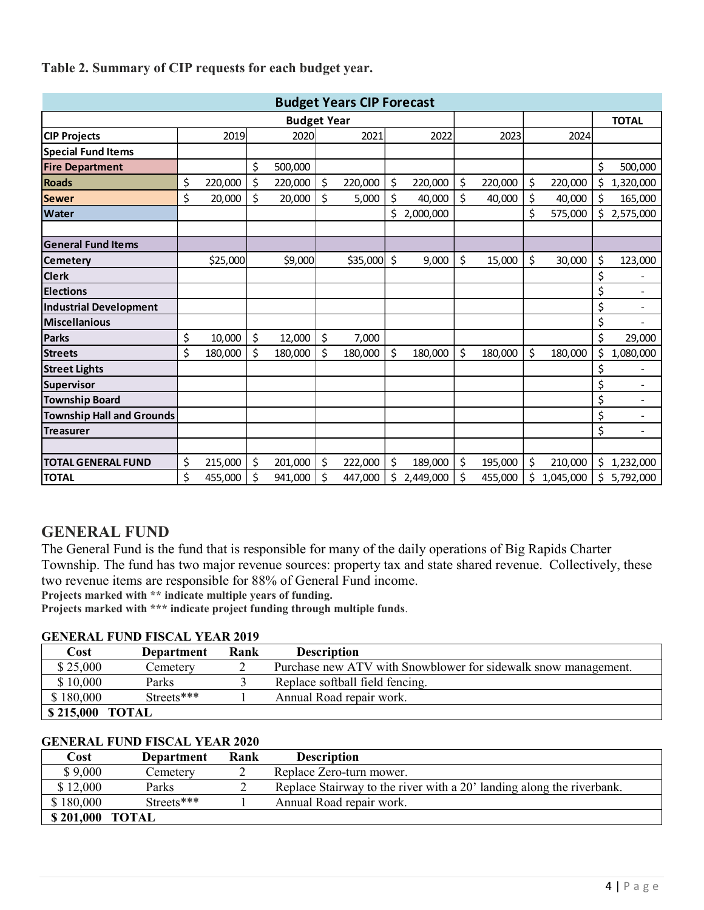**Table 2. Summary of CIP requests for each budget year.**

| Budget Years CIP Forecast | | | | | | | |
|---|---|---|---|---|---|---|---|
| | Budget Year | | | | | | TOTAL |
| CIP Projects | 2019 | 2020 | 2021 | 2022 | 2023 | 2024 | |
| **Special Fund Items** | | | | | | | |
| Fire Department | | $ 500,000 | | | | | $ 500,000 |
| Roads | $ 220,000 | $ 220,000 | $ 220,000 | $ 220,000 | $ 220,000 | $ 220,000 | $ 1,320,000 |
| Sewer | $ 20,000 | $ 20,000 | $ 5,000 | $ 40,000 | $ 40,000 | $ 40,000 | $ 165,000 |
| Water | | | | $ 2,000,000 | | $ 575,000 | $ 2,575,000 |
| | | | | | | | |
| **General Fund Items** | | | | | | | |
| Cemetery | $25,000 | $9,000 | $35,000 | $ 9,000 | $ 15,000 | $ 30,000 | $ 123,000 |
| Clerk | | | | | | | $ - |
| Elections | | | | | | | $ - |
| Industrial Development | | | | | | | $ - |
| Miscellanious | | | | | | | $ - |
| Parks | $ 10,000 | $ 12,000 | $ 7,000 | | | | $ 29,000 |
| Streets | $ 180,000 | $ 180,000 | $ 180,000 | $ 180,000 | $ 180,000 | $ 180,000 | $ 1,080,000 |
| Street Lights | | | | | | | $ - |
| Supervisor | | | | | | | $ - |
| Township Board | | | | | | | $ - |
| Township Hall and Grounds | | | | | | | $ - |
| Treasurer | | | | | | | $ - |
| | | | | | | | |
| **TOTAL GENERAL FUND** | $ 215,000 | $ 201,000 | $ 222,000 | $ 189,000 | $ 195,000 | $ 210,000 | $ 1,232,000 |
| **TOTAL** | $ 455,000 | $ 941,000 | $ 447,000 | $ 2,449,000 | $ 455,000 | $ 1,045,000 | $ 5,792,000 |

## GENERAL FUND

The General Fund is the fund that is responsible for many of the daily operations of Big Rapids Charter Township. The fund has two major revenue sources: property tax and state shared revenue. Collectively, these two revenue items are responsible for 88% of General Fund income.

**Projects marked with ** indicate multiple years of funding.**

**Projects marked with *** indicate project funding through multiple funds**.

### GENERAL FUND FISCAL YEAR 2019

| Cost | Department | Rank | Description |
|---|---|---|---|
| $ 25,000 | Cemetery | 2 | Purchase new ATV with Snowblower for sidewalk snow management. |
| $ 10,000 | Parks | 3 | Replace softball field fencing. |
| $ 180,000 | Streets*** | 1 | Annual Road repair work. |
| **$ 215,000** | **TOTAL** | | |

### GENERAL FUND FISCAL YEAR 2020

| Cost | Department | Rank | Description |
|---|---|---|---|
| $ 9,000 | Cemetery | 2 | Replace Zero-turn mower. |
| $ 12,000 | Parks | 2 | Replace Stairway to the river with a 20' landing along the riverbank. |
| $ 180,000 | Streets*** | 1 | Annual Road repair work. |
| **$ 201,000** | **TOTAL** | | |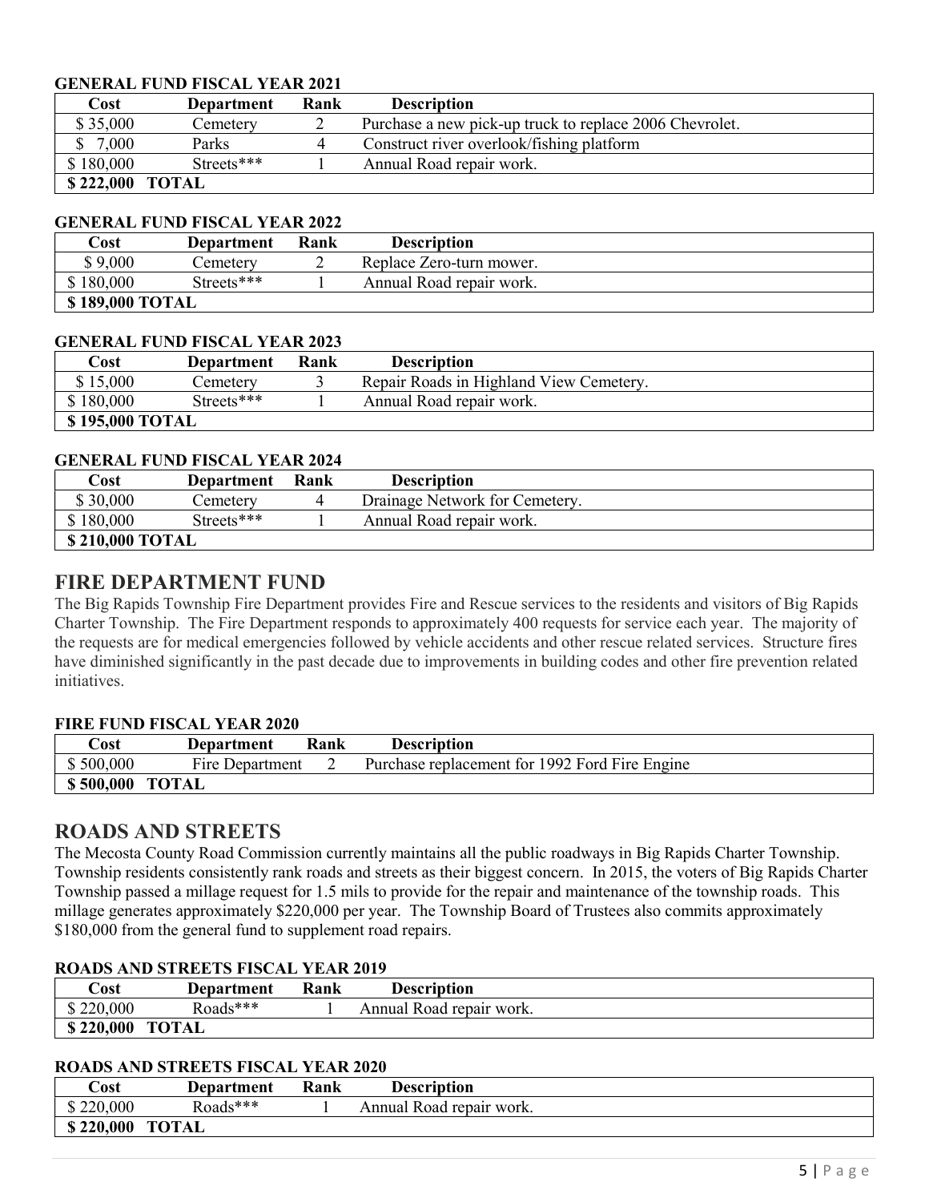**GENERAL FUND FISCAL YEAR 2021**

| Cost | Department | Rank | Description |
|---|---|---|---|
| $ 35,000 | Cemetery | 2 | Purchase a new pick-up truck to replace 2006 Chevrolet. |
| $ 7,000 | Parks | 4 | Construct river overlook/fishing platform |
| $ 180,000 | Streets*** | 1 | Annual Road repair work. |
| **$ 222,000 TOTAL** | | | |

**GENERAL FUND FISCAL YEAR 2022**

| Cost | Department | Rank | Description |
|---|---|---|---|
| $ 9,000 | Cemetery | 2 | Replace Zero-turn mower. |
| $ 180,000 | Streets*** | 1 | Annual Road repair work. |
| **$ 189,000 TOTAL** | | | |

**GENERAL FUND FISCAL YEAR 2023**

| Cost | Department | Rank | Description |
|---|---|---|---|
| $ 15,000 | Cemetery | 3 | Repair Roads in Highland View Cemetery. |
| $ 180,000 | Streets*** | 1 | Annual Road repair work. |
| **$ 195,000 TOTAL** | | | |

**GENERAL FUND FISCAL YEAR 2024**

| Cost | Department | Rank | Description |
|---|---|---|---|
| $ 30,000 | Cemetery | 4 | Drainage Network for Cemetery. |
| $ 180,000 | Streets*** | 1 | Annual Road repair work. |
| **$ 210,000 TOTAL** | | | |

## FIRE DEPARTMENT FUND

The Big Rapids Township Fire Department provides Fire and Rescue services to the residents and visitors of Big Rapids Charter Township. The Fire Department responds to approximately 400 requests for service each year. The majority of the requests are for medical emergencies followed by vehicle accidents and other rescue related services. Structure fires have diminished significantly in the past decade due to improvements in building codes and other fire prevention related initiatives.

**FIRE FUND FISCAL YEAR 2020**

| Cost | Department | Rank | Description |
|---|---|---|---|
| $ 500,000 | Fire Department | 2 | Purchase replacement for 1992 Ford Fire Engine |
| **$ 500,000 TOTAL** | | | |

## ROADS AND STREETS

The Mecosta County Road Commission currently maintains all the public roadways in Big Rapids Charter Township. Township residents consistently rank roads and streets as their biggest concern. In 2015, the voters of Big Rapids Charter Township passed a millage request for 1.5 mils to provide for the repair and maintenance of the township roads. This millage generates approximately $220,000 per year. The Township Board of Trustees also commits approximately $180,000 from the general fund to supplement road repairs.

**ROADS AND STREETS FISCAL YEAR 2019**

| Cost | Department | Rank | Description |
|---|---|---|---|
| $ 220,000 | Roads*** | 1 | Annual Road repair work. |
| **$ 220,000 TOTAL** | | | |

**ROADS AND STREETS FISCAL YEAR 2020**

| Cost | Department | Rank | Description |
|---|---|---|---|
| $ 220,000 | Roads*** | 1 | Annual Road repair work. |
| **$ 220,000 TOTAL** | | | |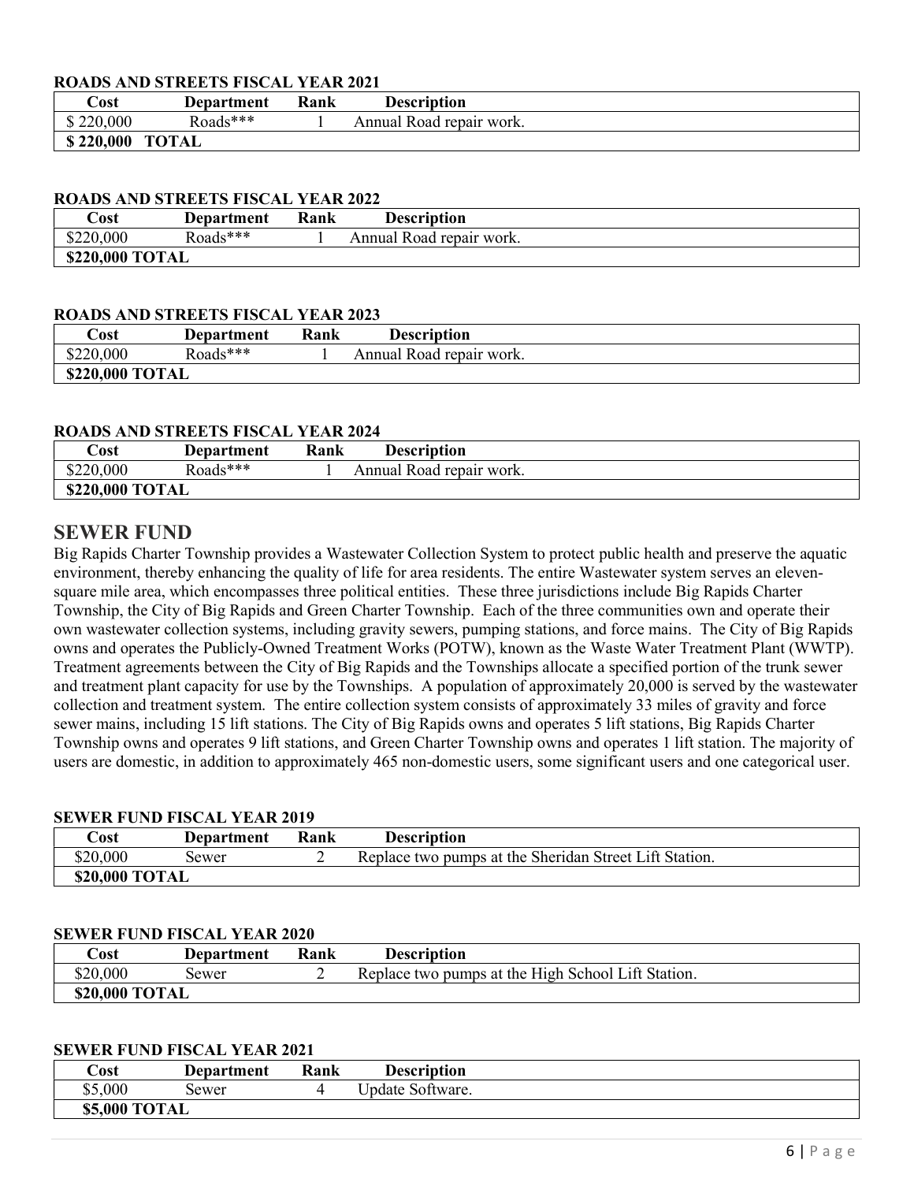**ROADS AND STREETS FISCAL YEAR 2021**

| Cost | Department | Rank | Description |
|---|---|---|---|
| $ 220,000 | Roads*** | 1 | Annual Road repair work. |
| **$ 220,000 TOTAL** | | | |

**ROADS AND STREETS FISCAL YEAR 2022**

| Cost | Department | Rank | Description |
|---|---|---|---|
| $220,000 | Roads*** | 1 | Annual Road repair work. |
| **$220,000 TOTAL** | | | |

**ROADS AND STREETS FISCAL YEAR 2023**

| Cost | Department | Rank | Description |
|---|---|---|---|
| $220,000 | Roads*** | 1 | Annual Road repair work. |
| **$220,000 TOTAL** | | | |

**ROADS AND STREETS FISCAL YEAR 2024**

| Cost | Department | Rank | Description |
|---|---|---|---|
| $220,000 | Roads*** | 1 | Annual Road repair work. |
| **$220,000 TOTAL** | | | |

## SEWER FUND

Big Rapids Charter Township provides a Wastewater Collection System to protect public health and preserve the aquatic environment, thereby enhancing the quality of life for area residents. The entire Wastewater system serves an eleven-square mile area, which encompasses three political entities. These three jurisdictions include Big Rapids Charter Township, the City of Big Rapids and Green Charter Township. Each of the three communities own and operate their own wastewater collection systems, including gravity sewers, pumping stations, and force mains. The City of Big Rapids owns and operates the Publicly-Owned Treatment Works (POTW), known as the Waste Water Treatment Plant (WWTP). Treatment agreements between the City of Big Rapids and the Townships allocate a specified portion of the trunk sewer and treatment plant capacity for use by the Townships. A population of approximately 20,000 is served by the wastewater collection and treatment system. The entire collection system consists of approximately 33 miles of gravity and force sewer mains, including 15 lift stations. The City of Big Rapids owns and operates 5 lift stations, Big Rapids Charter Township owns and operates 9 lift stations, and Green Charter Township owns and operates 1 lift station. The majority of users are domestic, in addition to approximately 465 non-domestic users, some significant users and one categorical user.

**SEWER FUND FISCAL YEAR 2019**

| Cost | Department | Rank | Description |
|---|---|---|---|
| $20,000 | Sewer | 2 | Replace two pumps at the Sheridan Street Lift Station. |
| **$20,000 TOTAL** | | | |

**SEWER FUND FISCAL YEAR 2020**

| Cost | Department | Rank | Description |
|---|---|---|---|
| $20,000 | Sewer | 2 | Replace two pumps at the High School Lift Station. |
| **$20,000 TOTAL** | | | |

**SEWER FUND FISCAL YEAR 2021**

| Cost | Department | Rank | Description |
|---|---|---|---|
| $5,000 | Sewer | 4 | Update Software. |
| **$5,000 TOTAL** | | | |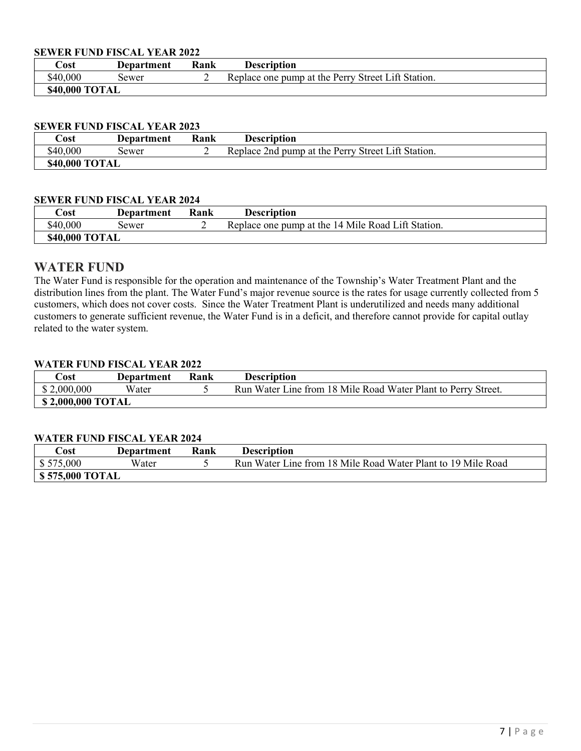**SEWER FUND FISCAL YEAR 2022**

| Cost | Department | Rank | Description |
| --- | --- | --- | --- |
| $40,000 | Sewer | 2 | Replace one pump at the Perry Street Lift Station. |
| **$40,000 TOTAL** | | | |

**SEWER FUND FISCAL YEAR 2023**

| Cost | Department | Rank | Description |
| --- | --- | --- | --- |
| $40,000 | Sewer | 2 | Replace 2nd pump at the Perry Street Lift Station. |
| **$40,000 TOTAL** | | | |

**SEWER FUND FISCAL YEAR 2024**

| Cost | Department | Rank | Description |
| --- | --- | --- | --- |
| $40,000 | Sewer | 2 | Replace one pump at the 14 Mile Road Lift Station. |
| **$40,000 TOTAL** | | | |

## WATER FUND

The Water Fund is responsible for the operation and maintenance of the Township's Water Treatment Plant and the distribution lines from the plant. The Water Fund's major revenue source is the rates for usage currently collected from 5 customers, which does not cover costs. Since the Water Treatment Plant is underutilized and needs many additional customers to generate sufficient revenue, the Water Fund is in a deficit, and therefore cannot provide for capital outlay related to the water system.

**WATER FUND FISCAL YEAR 2022**

| Cost | Department | Rank | Description |
| --- | --- | --- | --- |
| $ 2,000,000 | Water | 5 | Run Water Line from 18 Mile Road Water Plant to Perry Street. |
| **$ 2,000,000 TOTAL** | | | |

**WATER FUND FISCAL YEAR 2024**

| Cost | Department | Rank | Description |
| --- | --- | --- | --- |
| $ 575,000 | Water | 5 | Run Water Line from 18 Mile Road Water Plant to 19 Mile Road |
| **$ 575,000 TOTAL** | | | |